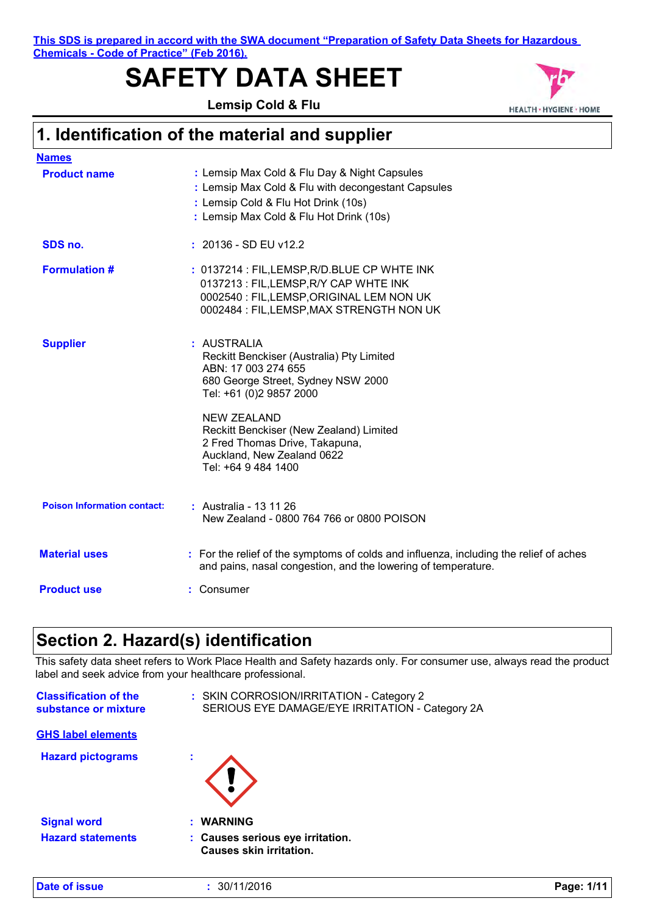This SDS is prepared in accord with the SWA document "Preparation of Safety Data Sheets for Hazardous Chemicals - Code of Practice" (Feb 2016).

# SAFETY DATA SHEET

**Lemsip Cold & Flu**

## 1. Identification of the material and supplier

**Names**

**Product name** : Lemsip Max Cold & Flu Day & Night Capsules
: Lemsip Max Cold & Flu with decongestant Capsules
: Lemsip Cold & Flu Hot Drink (10s)
: Lemsip Max Cold & Flu Hot Drink (10s)

**SDS no.** : 20136 - SD EU v12.2

**Formulation #** : 0137214 : FIL,LEMSP,R/D.BLUE CP WHTE INK
0137213 : FIL,LEMSP,R/Y CAP WHTE INK
0002540 : FIL,LEMSP,ORIGINAL LEM NON UK
0002484 : FIL,LEMSP,MAX STRENGTH NON UK

**Supplier** : AUSTRALIA
Reckitt Benckiser (Australia) Pty Limited
ABN: 17 003 274 655
680 George Street, Sydney NSW 2000
Tel: +61 (0)2 9857 2000

NEW ZEALAND
Reckitt Benckiser (New Zealand) Limited
2 Fred Thomas Drive, Takapuna,
Auckland, New Zealand 0622
Tel: +64 9 484 1400

**Poison Information contact:** : Australia - 13 11 26
New Zealand - 0800 764 766 or 0800 POISON

**Material uses** : For the relief of the symptoms of colds and influenza, including the relief of aches and pains, nasal congestion, and the lowering of temperature.

**Product use** : Consumer

## Section 2. Hazard(s) identification

This safety data sheet refers to Work Place Health and Safety hazards only. For consumer use, always read the product label and seek advice from your healthcare professional.

**Classification of the substance or mixture** : SKIN CORROSION/IRRITATION - Category 2
SERIOUS EYE DAMAGE/EYE IRRITATION - Category 2A

**GHS label elements**

**Hazard pictograms** :

**Signal word** : **WARNING**

**Hazard statements** : **Causes serious eye irritation.**
**Causes skin irritation.**

**Date of issue** : 30/11/2016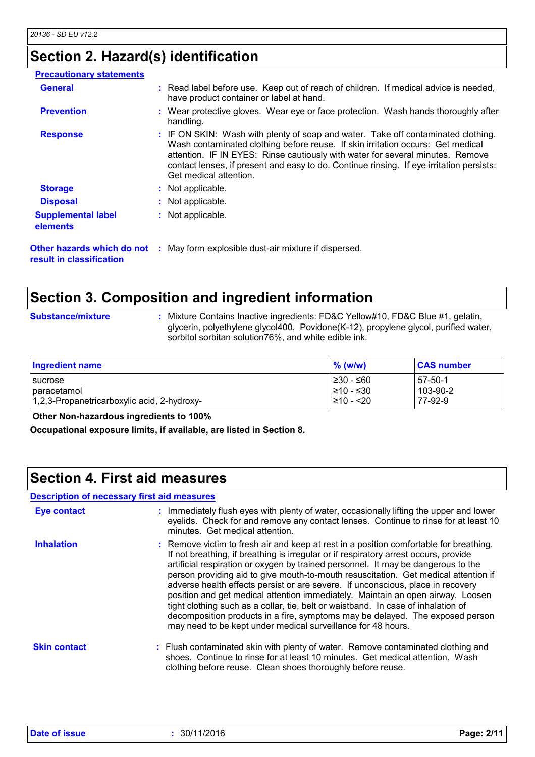## Section 2. Hazard(s) identification

**Precautionary statements**

**General** : Read label before use. Keep out of reach of children. If medical advice is needed, have product container or label at hand.

**Prevention** : Wear protective gloves. Wear eye or face protection. Wash hands thoroughly after handling.

**Response** : IF ON SKIN: Wash with plenty of soap and water. Take off contaminated clothing. Wash contaminated clothing before reuse. If skin irritation occurs: Get medical attention. IF IN EYES: Rinse cautiously with water for several minutes. Remove contact lenses, if present and easy to do. Continue rinsing. If eye irritation persists: Get medical attention.

**Storage** : Not applicable.

**Disposal** : Not applicable.

**Supplemental label elements** : Not applicable.

**Other hazards which do not result in classification** : May form explosible dust-air mixture if dispersed.

## Section 3. Composition and ingredient information

**Substance/mixture** : Mixture Contains Inactive ingredients: FD&C Yellow#10, FD&C Blue #1, gelatin, glycerin, polyethylene glycol400, Povidone(K-12), propylene glycol, purified water, sorbitol sorbitan solution76%, and white edible ink.

| Ingredient name | % (w/w) | CAS number |
|---|---|---|
| sucrose | ≥30 - ≤60 | 57-50-1 |
| paracetamol | ≥10 - ≤30 | 103-90-2 |
| 1,2,3-Propanetricarboxylic acid, 2-hydroxy- | ≥10 - <20 | 77-92-9 |

**Other Non-hazardous ingredients to 100%**

**Occupational exposure limits, if available, are listed in Section 8.**

## Section 4. First aid measures

**Description of necessary first aid measures**

**Eye contact** : Immediately flush eyes with plenty of water, occasionally lifting the upper and lower eyelids. Check for and remove any contact lenses. Continue to rinse for at least 10 minutes. Get medical attention.

**Inhalation** : Remove victim to fresh air and keep at rest in a position comfortable for breathing. If not breathing, if breathing is irregular or if respiratory arrest occurs, provide artificial respiration or oxygen by trained personnel. It may be dangerous to the person providing aid to give mouth-to-mouth resuscitation. Get medical attention if adverse health effects persist or are severe. If unconscious, place in recovery position and get medical attention immediately. Maintain an open airway. Loosen tight clothing such as a collar, tie, belt or waistband. In case of inhalation of decomposition products in a fire, symptoms may be delayed. The exposed person may need to be kept under medical surveillance for 48 hours.

**Skin contact** : Flush contaminated skin with plenty of water. Remove contaminated clothing and shoes. Continue to rinse for at least 10 minutes. Get medical attention. Wash clothing before reuse. Clean shoes thoroughly before reuse.

**Date of issue** : 30/11/2016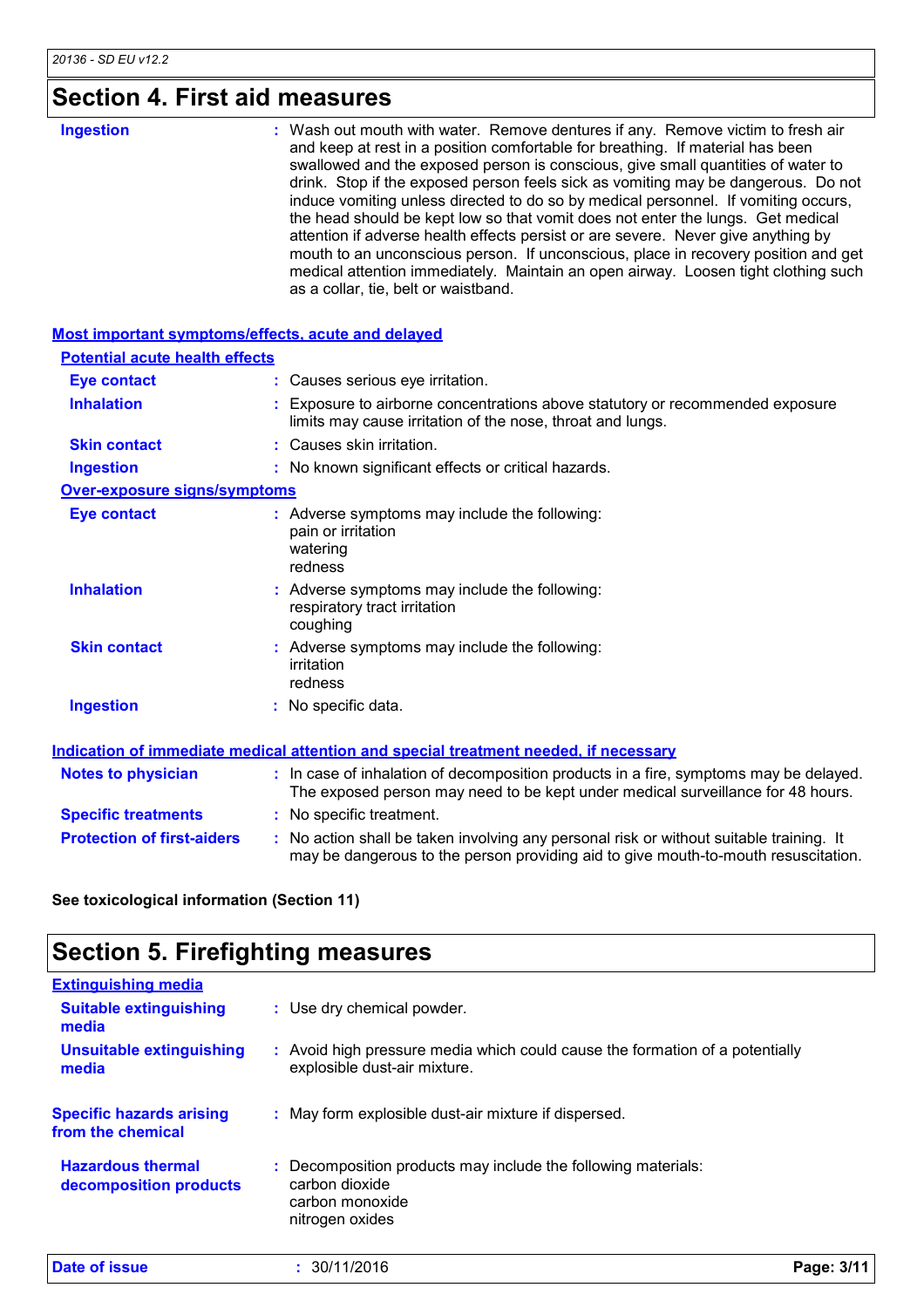## Section 4. First aid measures

**Ingestion** : Wash out mouth with water. Remove dentures if any. Remove victim to fresh air and keep at rest in a position comfortable for breathing. If material has been swallowed and the exposed person is conscious, give small quantities of water to drink. Stop if the exposed person feels sick as vomiting may be dangerous. Do not induce vomiting unless directed to do so by medical personnel. If vomiting occurs, the head should be kept low so that vomit does not enter the lungs. Get medical attention if adverse health effects persist or are severe. Never give anything by mouth to an unconscious person. If unconscious, place in recovery position and get medical attention immediately. Maintain an open airway. Loosen tight clothing such as a collar, tie, belt or waistband.

### Most important symptoms/effects, acute and delayed

#### Potential acute health effects

**Eye contact** : Causes serious eye irritation.

**Inhalation** : Exposure to airborne concentrations above statutory or recommended exposure limits may cause irritation of the nose, throat and lungs.

**Skin contact** : Causes skin irritation.

**Ingestion** : No known significant effects or critical hazards.

#### Over-exposure signs/symptoms

**Eye contact** : Adverse symptoms may include the following:
pain or irritation
watering
redness

**Inhalation** : Adverse symptoms may include the following:
respiratory tract irritation
coughing

**Skin contact** : Adverse symptoms may include the following:
irritation
redness

**Ingestion** : No specific data.

### Indication of immediate medical attention and special treatment needed, if necessary

**Notes to physician** : In case of inhalation of decomposition products in a fire, symptoms may be delayed. The exposed person may need to be kept under medical surveillance for 48 hours.

**Specific treatments** : No specific treatment.

**Protection of first-aiders** : No action shall be taken involving any personal risk or without suitable training. It may be dangerous to the person providing aid to give mouth-to-mouth resuscitation.

**See toxicological information (Section 11)**

## Section 5. Firefighting measures

### Extinguishing media

**Suitable extinguishing media** : Use dry chemical powder.

**Unsuitable extinguishing media** : Avoid high pressure media which could cause the formation of a potentially explosible dust-air mixture.

**Specific hazards arising from the chemical** : May form explosible dust-air mixture if dispersed.

**Hazardous thermal decomposition products** : Decomposition products may include the following materials:
carbon dioxide
carbon monoxide
nitrogen oxides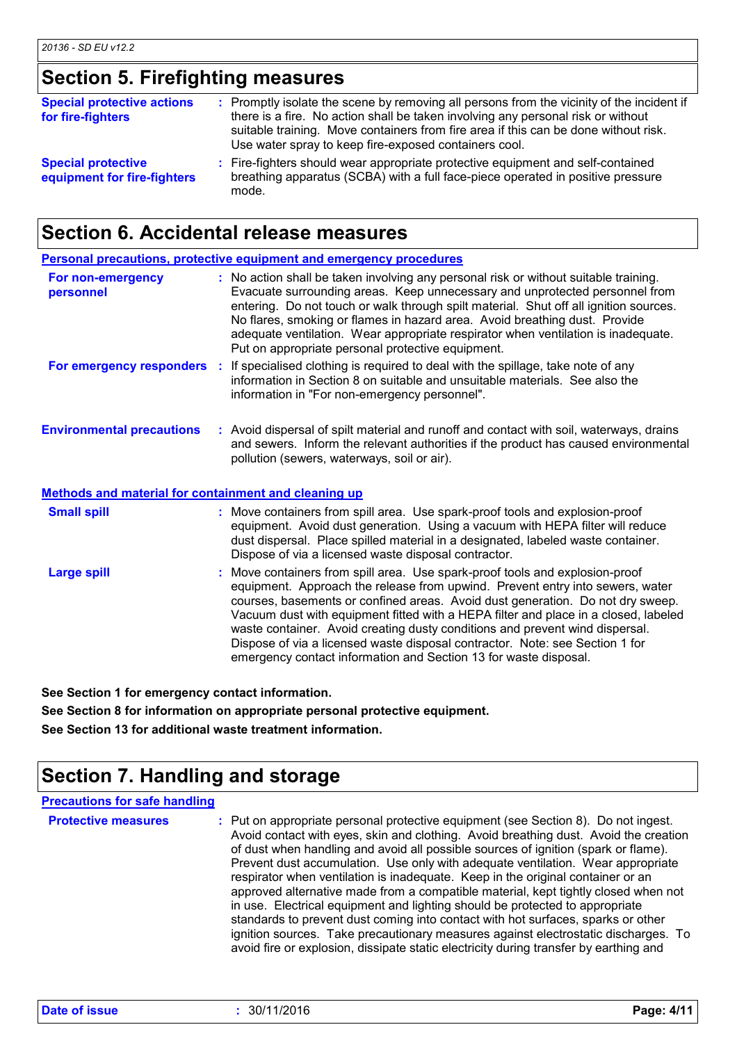## Section 5. Firefighting measures

| | |
|---|---|
| **Special protective actions for fire-fighters** | : Promptly isolate the scene by removing all persons from the vicinity of the incident if there is a fire. No action shall be taken involving any personal risk or without suitable training. Move containers from fire area if this can be done without risk. Use water spray to keep fire-exposed containers cool. |
| **Special protective equipment for fire-fighters** | : Fire-fighters should wear appropriate protective equipment and self-contained breathing apparatus (SCBA) with a full face-piece operated in positive pressure mode. |

## Section 6. Accidental release measures

### Personal precautions, protective equipment and emergency procedures

| | |
|---|---|
| **For non-emergency personnel** | : No action shall be taken involving any personal risk or without suitable training. Evacuate surrounding areas. Keep unnecessary and unprotected personnel from entering. Do not touch or walk through spilt material. Shut off all ignition sources. No flares, smoking or flames in hazard area. Avoid breathing dust. Provide adequate ventilation. Wear appropriate respirator when ventilation is inadequate. Put on appropriate personal protective equipment. |
| **For emergency responders** | : If specialised clothing is required to deal with the spillage, take note of any information in Section 8 on suitable and unsuitable materials. See also the information in "For non-emergency personnel". |
| **Environmental precautions** | : Avoid dispersal of spilt material and runoff and contact with soil, waterways, drains and sewers. Inform the relevant authorities if the product has caused environmental pollution (sewers, waterways, soil or air). |

### Methods and material for containment and cleaning up

| | |
|---|---|
| **Small spill** | : Move containers from spill area. Use spark-proof tools and explosion-proof equipment. Avoid dust generation. Using a vacuum with HEPA filter will reduce dust dispersal. Place spilled material in a designated, labeled waste container. Dispose of via a licensed waste disposal contractor. |
| **Large spill** | : Move containers from spill area. Use spark-proof tools and explosion-proof equipment. Approach the release from upwind. Prevent entry into sewers, water courses, basements or confined areas. Avoid dust generation. Do not dry sweep. Vacuum dust with equipment fitted with a HEPA filter and place in a closed, labeled waste container. Avoid creating dusty conditions and prevent wind dispersal. Dispose of via a licensed waste disposal contractor. Note: see Section 1 for emergency contact information and Section 13 for waste disposal. |

**See Section 1 for emergency contact information.**

**See Section 8 for information on appropriate personal protective equipment.**

**See Section 13 for additional waste treatment information.**

## Section 7. Handling and storage

### Precautions for safe handling

| | |
|---|---|
| **Protective measures** | : Put on appropriate personal protective equipment (see Section 8). Do not ingest. Avoid contact with eyes, skin and clothing. Avoid breathing dust. Avoid the creation of dust when handling and avoid all possible sources of ignition (spark or flame). Prevent dust accumulation. Use only with adequate ventilation. Wear appropriate respirator when ventilation is inadequate. Keep in the original container or an approved alternative made from a compatible material, kept tightly closed when not in use. Electrical equipment and lighting should be protected to appropriate standards to prevent dust coming into contact with hot surfaces, sparks or other ignition sources. Take precautionary measures against electrostatic discharges. To avoid fire or explosion, dissipate static electricity during transfer by earthing and |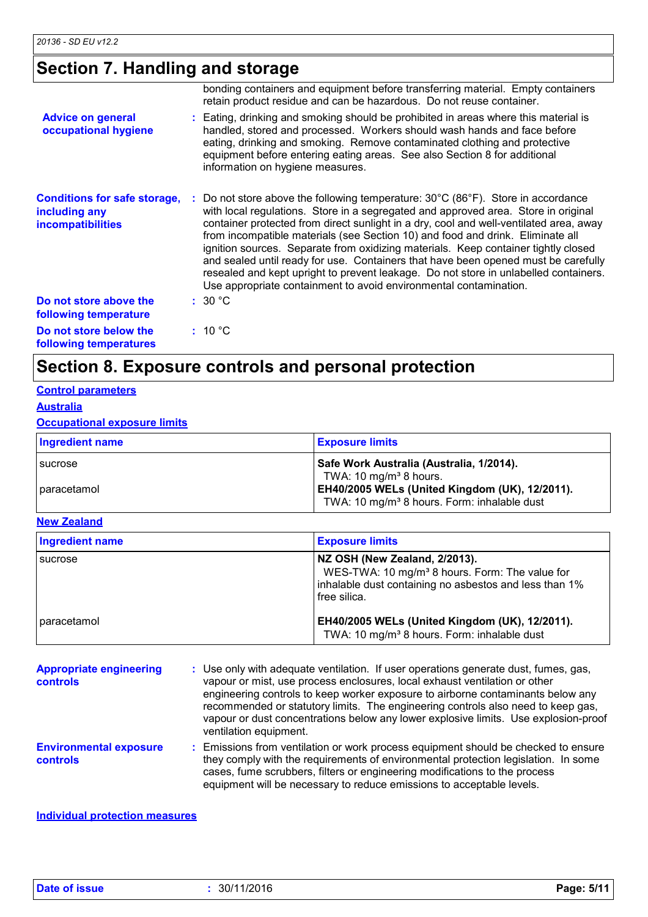## Section 7. Handling and storage

bonding containers and equipment before transferring material. Empty containers retain product residue and can be hazardous. Do not reuse container.

**Advice on general occupational hygiene** : Eating, drinking and smoking should be prohibited in areas where this material is handled, stored and processed. Workers should wash hands and face before eating, drinking and smoking. Remove contaminated clothing and protective equipment before entering eating areas. See also Section 8 for additional information on hygiene measures.

**Conditions for safe storage, including any incompatibilities** : Do not store above the following temperature: 30°C (86°F). Store in accordance with local regulations. Store in a segregated and approved area. Store in original container protected from direct sunlight in a dry, cool and well-ventilated area, away from incompatible materials (see Section 10) and food and drink. Eliminate all ignition sources. Separate from oxidizing materials. Keep container tightly closed and sealed until ready for use. Containers that have been opened must be carefully resealed and kept upright to prevent leakage. Do not store in unlabelled containers. Use appropriate containment to avoid environmental contamination.

**Do not store above the following temperature** : 30 °C

**Do not store below the following temperatures** : 10 °C

## Section 8. Exposure controls and personal protection

**Control parameters**

**Australia**

**Occupational exposure limits**

| Ingredient name | Exposure limits |
|---|---|
| sucrose | **Safe Work Australia (Australia, 1/2014).**<br>TWA: 10 mg/m³ 8 hours. |
| paracetamol | **EH40/2005 WELs (United Kingdom (UK), 12/2011).**<br>TWA: 10 mg/m³ 8 hours. Form: inhalable dust |

**New Zealand**

| Ingredient name | Exposure limits |
|---|---|
| sucrose | **NZ OSH (New Zealand, 2/2013).**<br>WES-TWA: 10 mg/m³ 8 hours. Form: The value for inhalable dust containing no asbestos and less than 1% free silica. |
| paracetamol | **EH40/2005 WELs (United Kingdom (UK), 12/2011).**<br>TWA: 10 mg/m³ 8 hours. Form: inhalable dust |

**Appropriate engineering controls** : Use only with adequate ventilation. If user operations generate dust, fumes, gas, vapour or mist, use process enclosures, local exhaust ventilation or other engineering controls to keep worker exposure to airborne contaminants below any recommended or statutory limits. The engineering controls also need to keep gas, vapour or dust concentrations below any lower explosive limits. Use explosion-proof ventilation equipment.

**Environmental exposure controls** : Emissions from ventilation or work process equipment should be checked to ensure they comply with the requirements of environmental protection legislation. In some cases, fume scrubbers, filters or engineering modifications to the process equipment will be necessary to reduce emissions to acceptable levels.

**Individual protection measures**

**Date of issue** : 30/11/2016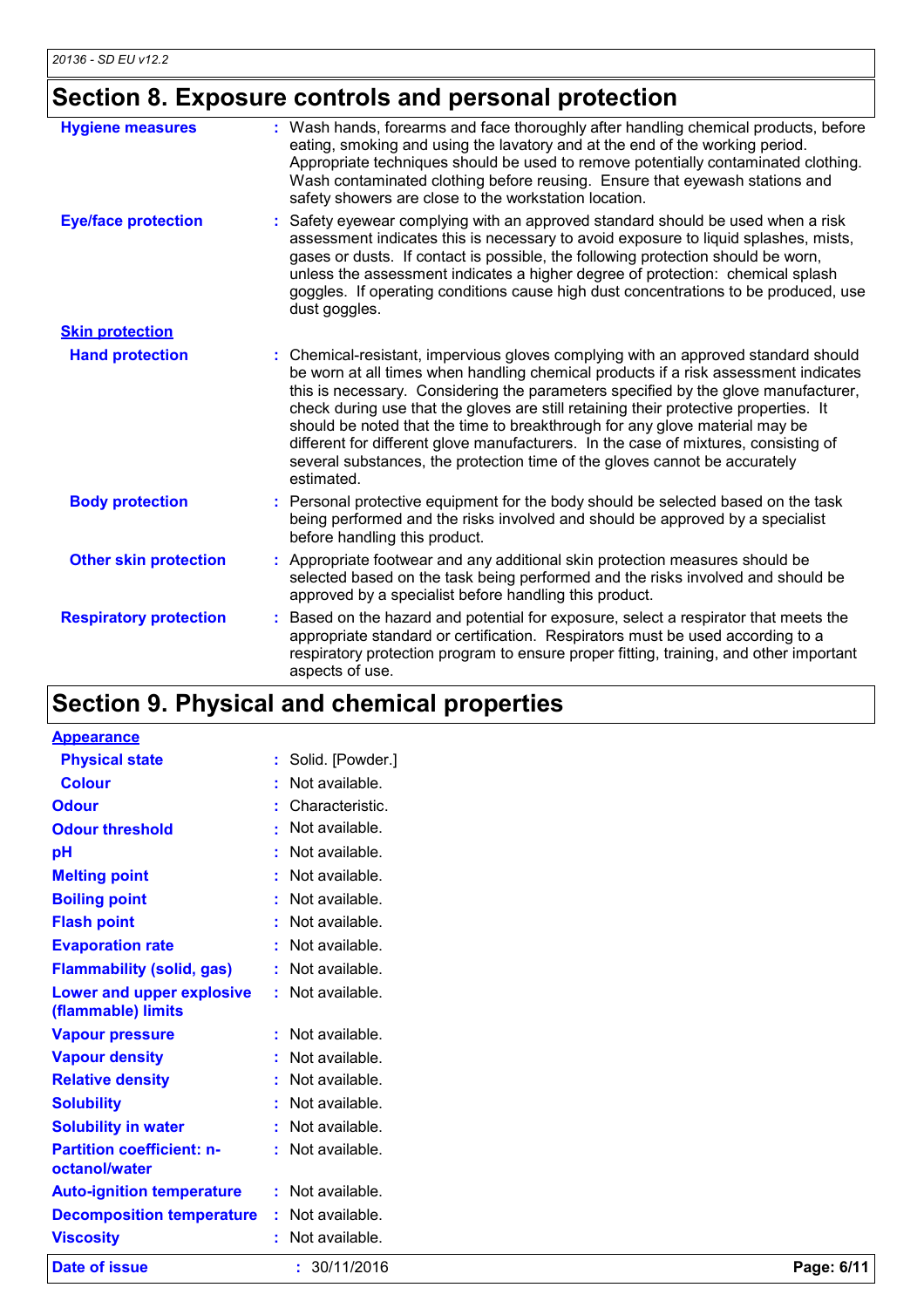## Section 8. Exposure controls and personal protection

| | |
|---|---|
| **Hygiene measures** | : Wash hands, forearms and face thoroughly after handling chemical products, before eating, smoking and using the lavatory and at the end of the working period. Appropriate techniques should be used to remove potentially contaminated clothing. Wash contaminated clothing before reusing. Ensure that eyewash stations and safety showers are close to the workstation location. |
| **Eye/face protection** | : Safety eyewear complying with an approved standard should be used when a risk assessment indicates this is necessary to avoid exposure to liquid splashes, mists, gases or dusts. If contact is possible, the following protection should be worn, unless the assessment indicates a higher degree of protection: chemical splash goggles. If operating conditions cause high dust concentrations to be produced, use dust goggles. |
| **Skin protection** | |
| **Hand protection** | : Chemical-resistant, impervious gloves complying with an approved standard should be worn at all times when handling chemical products if a risk assessment indicates this is necessary. Considering the parameters specified by the glove manufacturer, check during use that the gloves are still retaining their protective properties. It should be noted that the time to breakthrough for any glove material may be different for different glove manufacturers. In the case of mixtures, consisting of several substances, the protection time of the gloves cannot be accurately estimated. |
| **Body protection** | : Personal protective equipment for the body should be selected based on the task being performed and the risks involved and should be approved by a specialist before handling this product. |
| **Other skin protection** | : Appropriate footwear and any additional skin protection measures should be selected based on the task being performed and the risks involved and should be approved by a specialist before handling this product. |
| **Respiratory protection** | : Based on the hazard and potential for exposure, select a respirator that meets the appropriate standard or certification. Respirators must be used according to a respiratory protection program to ensure proper fitting, training, and other important aspects of use. |

## Section 9. Physical and chemical properties

| | |
|---|---|
| **Appearance** | |
| **Physical state** | : Solid. [Powder.] |
| **Colour** | : Not available. |
| **Odour** | : Characteristic. |
| **Odour threshold** | : Not available. |
| **pH** | : Not available. |
| **Melting point** | : Not available. |
| **Boiling point** | : Not available. |
| **Flash point** | : Not available. |
| **Evaporation rate** | : Not available. |
| **Flammability (solid, gas)** | : Not available. |
| **Lower and upper explosive (flammable) limits** | : Not available. |
| **Vapour pressure** | : Not available. |
| **Vapour density** | : Not available. |
| **Relative density** | : Not available. |
| **Solubility** | : Not available. |
| **Solubility in water** | : Not available. |
| **Partition coefficient: n-octanol/water** | : Not available. |
| **Auto-ignition temperature** | : Not available. |
| **Decomposition temperature** | : Not available. |
| **Viscosity** | : Not available. |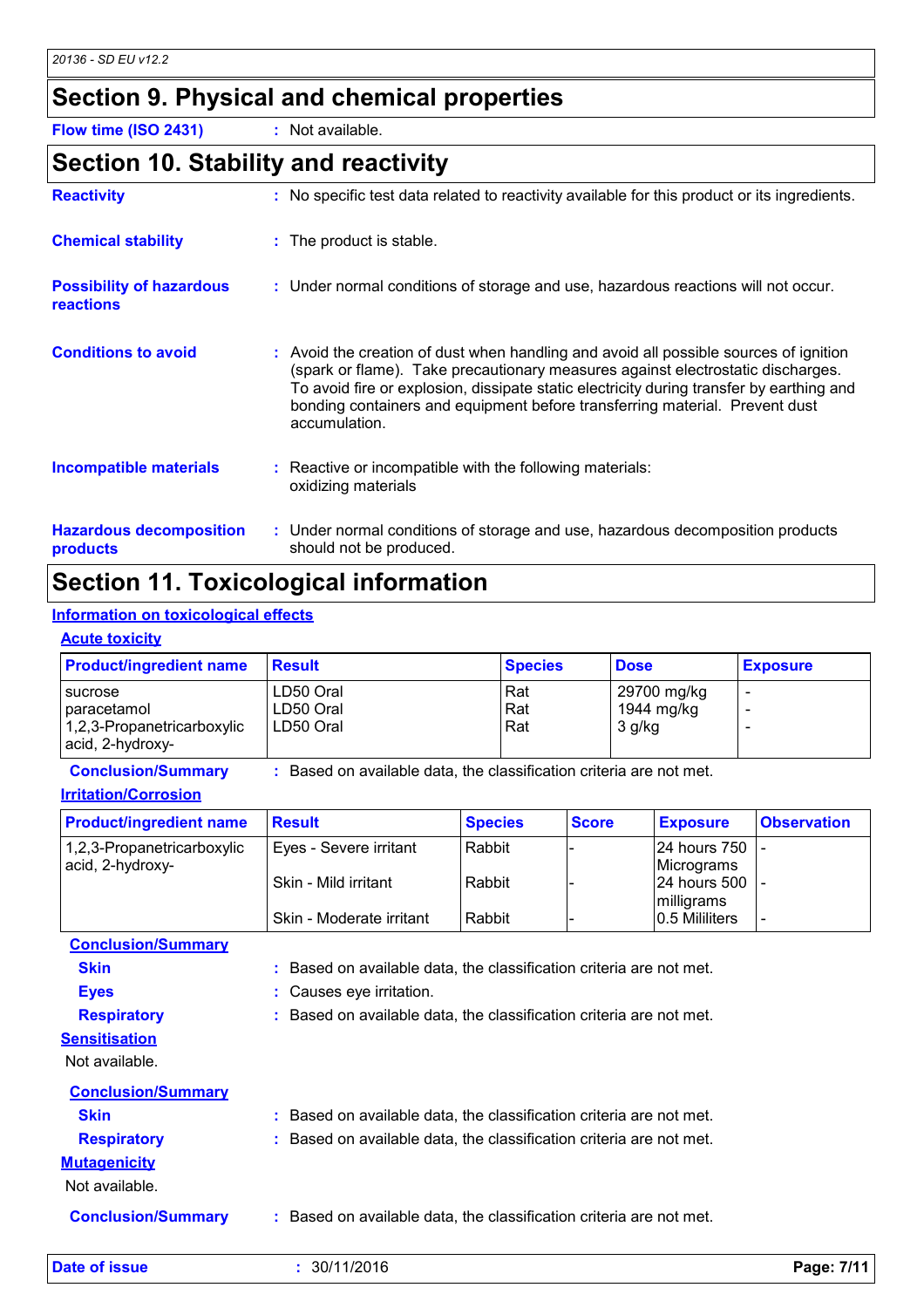## Section 9. Physical and chemical properties

**Flow time (ISO 2431)** : Not available.

## Section 10. Stability and reactivity

**Reactivity** : No specific test data related to reactivity available for this product or its ingredients.

**Chemical stability** : The product is stable.

**Possibility of hazardous reactions** : Under normal conditions of storage and use, hazardous reactions will not occur.

**Conditions to avoid** : Avoid the creation of dust when handling and avoid all possible sources of ignition (spark or flame). Take precautionary measures against electrostatic discharges. To avoid fire or explosion, dissipate static electricity during transfer by earthing and bonding containers and equipment before transferring material. Prevent dust accumulation.

**Incompatible materials** : Reactive or incompatible with the following materials: oxidizing materials

**Hazardous decomposition products** : Under normal conditions of storage and use, hazardous decomposition products should not be produced.

## Section 11. Toxicological information

### Information on toxicological effects

#### Acute toxicity

| Product/ingredient name | Result | Species | Dose | Exposure |
|---|---|---|---|---|
| sucrose | LD50 Oral | Rat | 29700 mg/kg | - |
| paracetamol | LD50 Oral | Rat | 1944 mg/kg | - |
| 1,2,3-Propanetricarboxylic acid, 2-hydroxy- | LD50 Oral | Rat | 3 g/kg | - |

**Conclusion/Summary** : Based on available data, the classification criteria are not met.

#### Irritation/Corrosion

| Product/ingredient name | Result | Species | Score | Exposure | Observation |
|---|---|---|---|---|---|
| 1,2,3-Propanetricarboxylic acid, 2-hydroxy- | Eyes - Severe irritant | Rabbit | - | 24 hours 750 Micrograms | - |
| | Skin - Mild irritant | Rabbit | - | 24 hours 500 milligrams | - |
| | Skin - Moderate irritant | Rabbit | - | 0.5 Mililiters | - |

**Conclusion/Summary**

**Skin** : Based on available data, the classification criteria are not met.

**Eyes** : Causes eye irritation.

**Respiratory** : Based on available data, the classification criteria are not met.

#### Sensitisation

Not available.

**Conclusion/Summary**

**Skin** : Based on available data, the classification criteria are not met.

**Respiratory** : Based on available data, the classification criteria are not met.

#### Mutagenicity

Not available.

**Conclusion/Summary** : Based on available data, the classification criteria are not met.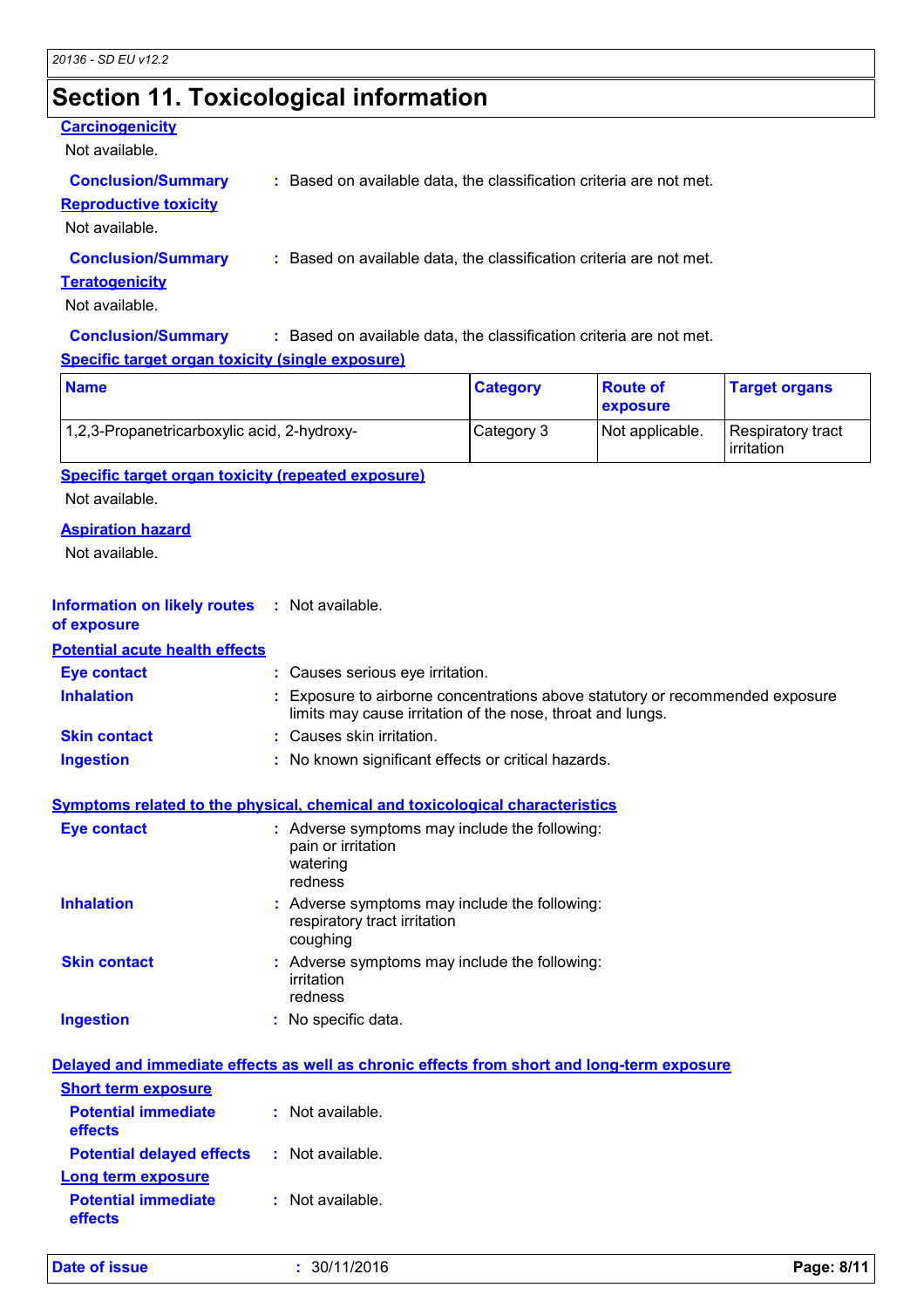# Section 11. Toxicological information

**Carcinogenicity**

Not available.

**Conclusion/Summary** : Based on available data, the classification criteria are not met.

**Reproductive toxicity**

Not available.

**Conclusion/Summary** : Based on available data, the classification criteria are not met.

**Teratogenicity**

Not available.

**Conclusion/Summary** : Based on available data, the classification criteria are not met.

**Specific target organ toxicity (single exposure)**

| Name | Category | Route of exposure | Target organs |
|---|---|---|---|
| 1,2,3-Propanetricarboxylic acid, 2-hydroxy- | Category 3 | Not applicable. | Respiratory tract irritation |

**Specific target organ toxicity (repeated exposure)**

Not available.

**Aspiration hazard**

Not available.

**Information on likely routes of exposure** : Not available.

**Potential acute health effects**

**Eye contact** : Causes serious eye irritation.

**Inhalation** : Exposure to airborne concentrations above statutory or recommended exposure limits may cause irritation of the nose, throat and lungs.

**Skin contact** : Causes skin irritation.

**Ingestion** : No known significant effects or critical hazards.

**Symptoms related to the physical, chemical and toxicological characteristics**

**Eye contact** : Adverse symptoms may include the following:
pain or irritation
watering
redness

**Inhalation** : Adverse symptoms may include the following:
respiratory tract irritation
coughing

**Skin contact** : Adverse symptoms may include the following:
irritation
redness

**Ingestion** : No specific data.

**Delayed and immediate effects as well as chronic effects from short and long-term exposure**

**Short term exposure**

**Potential immediate effects** : Not available.

**Potential delayed effects** : Not available.

**Long term exposure**

**Potential immediate effects** : Not available.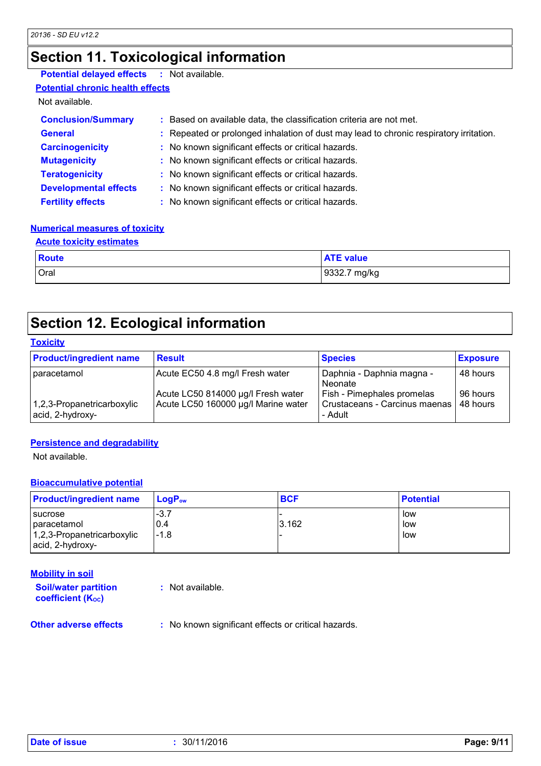# Section 11. Toxicological information

**Potential delayed effects** : Not available.

**Potential chronic health effects**

Not available.

**Conclusion/Summary** : Based on available data, the classification criteria are not met.

**General** : Repeated or prolonged inhalation of dust may lead to chronic respiratory irritation.

**Carcinogenicity** : No known significant effects or critical hazards.

**Mutagenicity** : No known significant effects or critical hazards.

**Teratogenicity** : No known significant effects or critical hazards.

**Developmental effects** : No known significant effects or critical hazards.

**Fertility effects** : No known significant effects or critical hazards.

**Numerical measures of toxicity**

**Acute toxicity estimates**

| Route | ATE value |
|---|---|
| Oral | 9332.7 mg/kg |

# Section 12. Ecological information

**Toxicity**

| Product/ingredient name | Result | Species | Exposure |
|---|---|---|---|
| paracetamol | Acute EC50 4.8 mg/l Fresh water | Daphnia - Daphnia magna - Neonate | 48 hours |
| 1,2,3-Propanetricarboxylic acid, 2-hydroxy- | Acute LC50 814000 µg/l Fresh water | Fish - Pimephales promelas | 96 hours |
| | Acute LC50 160000 µg/l Marine water | Crustaceans - Carcinus maenas - Adult | 48 hours |

**Persistence and degradability**

Not available.

**Bioaccumulative potential**

| Product/ingredient name | $LogP_{ow}$ | BCF | Potential |
|---|---|---|---|
| sucrose | -3.7 | - | low |
| paracetamol | 0.4 | 3.162 | low |
| 1,2,3-Propanetricarboxylic acid, 2-hydroxy- | -1.8 | - | low |

**Mobility in soil**

**Soil/water partition coefficient ($K_{OC}$)** : Not available.

**Other adverse effects** : No known significant effects or critical hazards.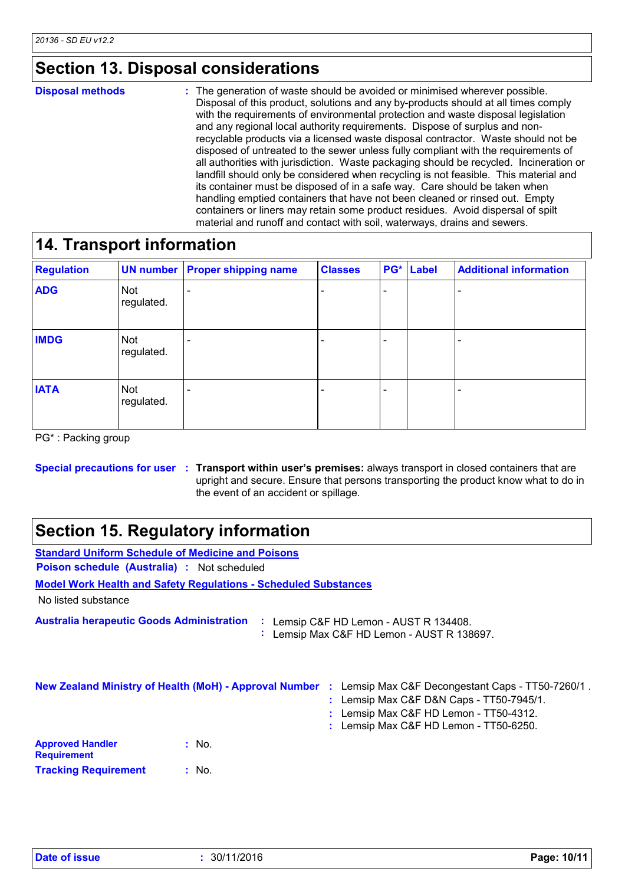## Section 13. Disposal considerations

**Disposal methods** : The generation of waste should be avoided or minimised wherever possible. Disposal of this product, solutions and any by-products should at all times comply with the requirements of environmental protection and waste disposal legislation and any regional local authority requirements. Dispose of surplus and non-recyclable products via a licensed waste disposal contractor. Waste should not be disposed of untreated to the sewer unless fully compliant with the requirements of all authorities with jurisdiction. Waste packaging should be recycled. Incineration or landfill should only be considered when recycling is not feasible. This material and its container must be disposed of in a safe way. Care should be taken when handling emptied containers that have not been cleaned or rinsed out. Empty containers or liners may retain some product residues. Avoid dispersal of spilt material and runoff and contact with soil, waterways, drains and sewers.

## 14. Transport information

| Regulation | UN number | Proper shipping name | Classes | PG* | Label | Additional information |
|---|---|---|---|---|---|---|
| **ADG** | Not regulated. | - | - | - | | - |
| **IMDG** | Not regulated. | - | - | - | | - |
| **IATA** | Not regulated. | - | - | - | | - |

PG* : Packing group

**Special precautions for user** : **Transport within user's premises:** always transport in closed containers that are upright and secure. Ensure that persons transporting the product know what to do in the event of an accident or spillage.

## Section 15. Regulatory information

**Standard Uniform Schedule of Medicine and Poisons**

**Poison schedule (Australia)** : Not scheduled

**Model Work Health and Safety Regulations - Scheduled Substances**

No listed substance

**Australia herapeutic Goods Administration** : Lemsip C&F HD Lemon - AUST R 134408.
: Lemsip Max C&F HD Lemon - AUST R 138697.

**New Zealand Ministry of Health (MoH) - Approval Number** : Lemsip Max C&F Decongestant Caps - TT50-7260/1 .
: Lemsip Max C&F D&N Caps - TT50-7945/1.
: Lemsip Max C&F HD Lemon - TT50-4312.
: Lemsip Max C&F HD Lemon - TT50-6250.

**Approved Handler Requirement** : No.

**Tracking Requirement** : No.

**Date of issue** : 30/11/2016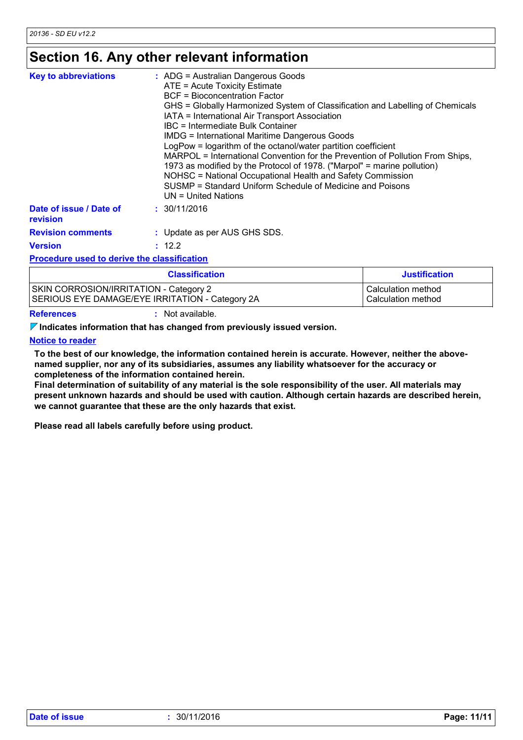# Section 16. Any other relevant information

**Key to abbreviations** : ADG = Australian Dangerous Goods
ATE = Acute Toxicity Estimate
BCF = Bioconcentration Factor
GHS = Globally Harmonized System of Classification and Labelling of Chemicals
IATA = International Air Transport Association
IBC = Intermediate Bulk Container
IMDG = International Maritime Dangerous Goods
LogPow = logarithm of the octanol/water partition coefficient
MARPOL = International Convention for the Prevention of Pollution From Ships, 1973 as modified by the Protocol of 1978. ("Marpol" = marine pollution)
NOHSC = National Occupational Health and Safety Commission
SUSMP = Standard Uniform Schedule of Medicine and Poisons
UN = United Nations

**Date of issue / Date of revision** : 30/11/2016

**Revision comments** : Update as per AUS GHS SDS.

**Version** : 12.2

**Procedure used to derive the classification**

| Classification | Justification |
|---|---|
| SKIN CORROSION/IRRITATION - Category 2 | Calculation method |
| SERIOUS EYE DAMAGE/EYE IRRITATION - Category 2A | Calculation method |

**References** : Not available.

**Indicates information that has changed from previously issued version.**

**Notice to reader**

**To the best of our knowledge, the information contained herein is accurate. However, neither the above-named supplier, nor any of its subsidiaries, assumes any liability whatsoever for the accuracy or completeness of the information contained herein.**
**Final determination of suitability of any material is the sole responsibility of the user. All materials may present unknown hazards and should be used with caution. Although certain hazards are described herein, we cannot guarantee that these are the only hazards that exist.**

**Please read all labels carefully before using product.**